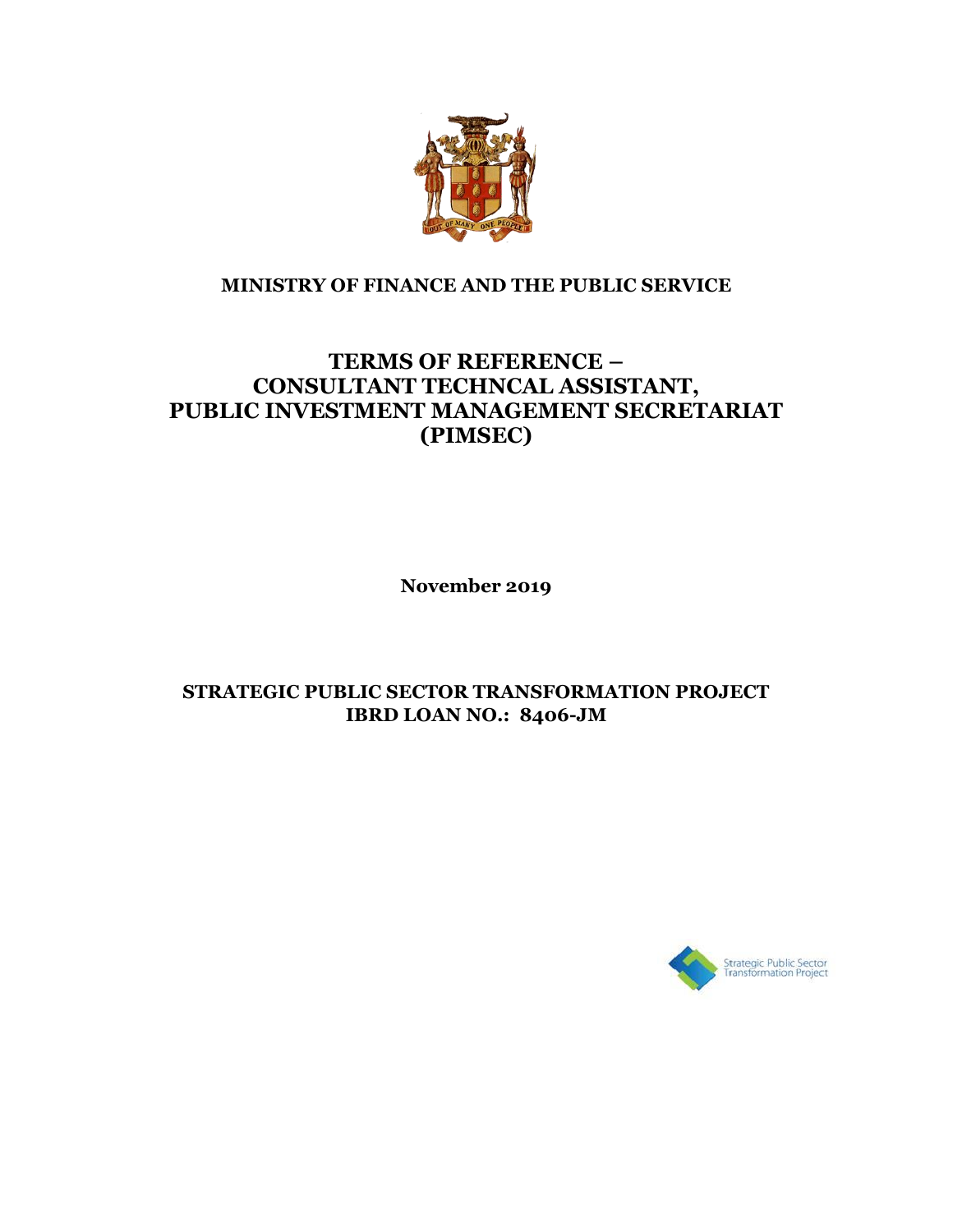**MINISTRY OF FINANCE AND THE PUBLIC SERVICE**

# TERMS OF REFERENCE – CONSULTANT TECHNCAL ASSISTANT, PUBLIC INVESTMENT MANAGEMENT SECRETARIAT (PIMSEC)

**November 2019**

**STRATEGIC PUBLIC SECTOR TRANSFORMATION PROJECT**
**IBRD LOAN NO.: 8406-JM**

Strategic Public Sector Transformation Project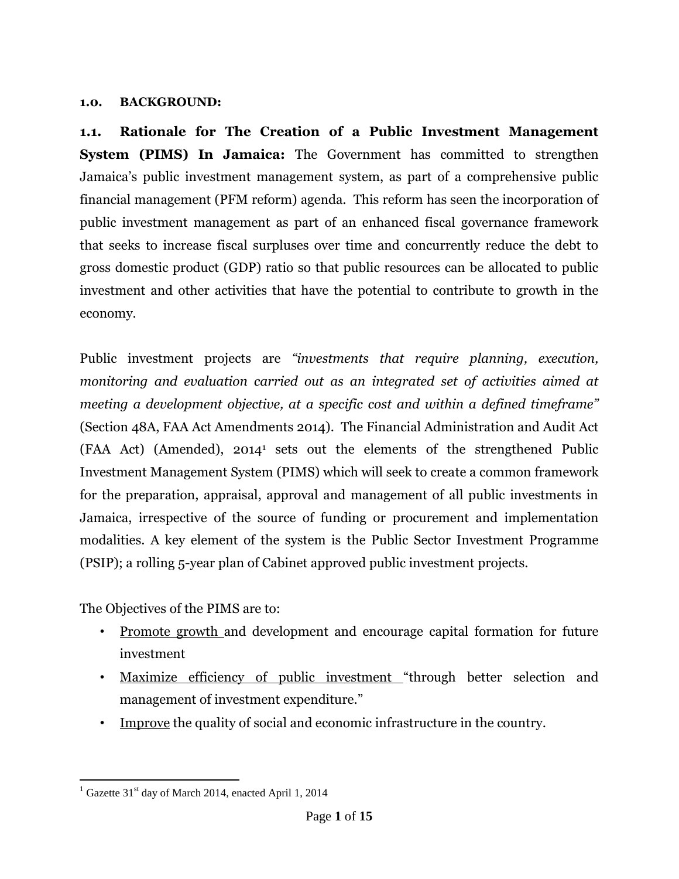## 1.0. BACKGROUND:

**1.1. Rationale for The Creation of a Public Investment Management System (PIMS) In Jamaica:** The Government has committed to strengthen Jamaica's public investment management system, as part of a comprehensive public financial management (PFM reform) agenda. This reform has seen the incorporation of public investment management as part of an enhanced fiscal governance framework that seeks to increase fiscal surpluses over time and concurrently reduce the debt to gross domestic product (GDP) ratio so that public resources can be allocated to public investment and other activities that have the potential to contribute to growth in the economy.

Public investment projects are *"investments that require planning, execution, monitoring and evaluation carried out as an integrated set of activities aimed at meeting a development objective, at a specific cost and within a defined timeframe"* (Section 48A, FAA Act Amendments 2014). The Financial Administration and Audit Act (FAA Act) (Amended), 2014[1] sets out the elements of the strengthened Public Investment Management System (PIMS) which will seek to create a common framework for the preparation, appraisal, approval and management of all public investments in Jamaica, irrespective of the source of funding or procurement and implementation modalities. A key element of the system is the Public Sector Investment Programme (PSIP); a rolling 5-year plan of Cabinet approved public investment projects.

The Objectives of the PIMS are to:

- Promote growth and development and encourage capital formation for future investment
- Maximize efficiency of public investment "through better selection and management of investment expenditure."
- Improve the quality of social and economic infrastructure in the country.

[1] Gazette 31st day of March 2014, enacted April 1, 2014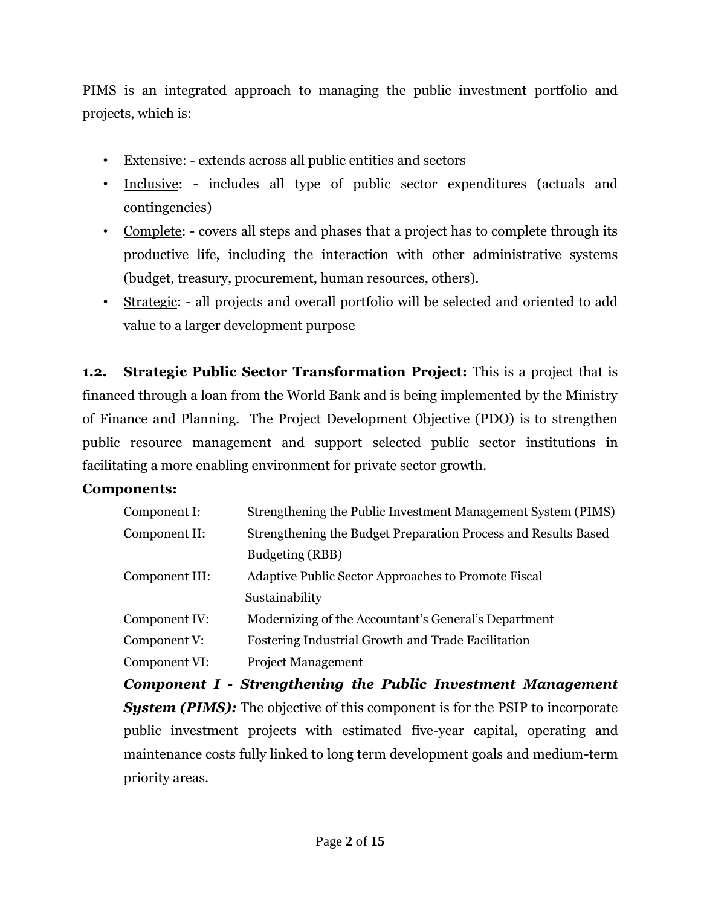PIMS is an integrated approach to managing the public investment portfolio and projects, which is:

- Extensive: - extends across all public entities and sectors
- Inclusive: - includes all type of public sector expenditures (actuals and contingencies)
- Complete: - covers all steps and phases that a project has to complete through its productive life, including the interaction with other administrative systems (budget, treasury, procurement, human resources, others).
- Strategic: - all projects and overall portfolio will be selected and oriented to add value to a larger development purpose

**1.2. Strategic Public Sector Transformation Project:** This is a project that is financed through a loan from the World Bank and is being implemented by the Ministry of Finance and Planning. The Project Development Objective (PDO) is to strengthen public resource management and support selected public sector institutions in facilitating a more enabling environment for private sector growth.

**Components:**

| | |
|---|---|
| Component I: | Strengthening the Public Investment Management System (PIMS) |
| Component II: | Strengthening the Budget Preparation Process and Results Based Budgeting (RBB) |
| Component III: | Adaptive Public Sector Approaches to Promote Fiscal Sustainability |
| Component IV: | Modernizing of the Accountant's General's Department |
| Component V: | Fostering Industrial Growth and Trade Facilitation |
| Component VI: | Project Management |

***Component I - Strengthening the Public Investment Management System (PIMS):*** The objective of this component is for the PSIP to incorporate public investment projects with estimated five-year capital, operating and maintenance costs fully linked to long term development goals and medium-term priority areas.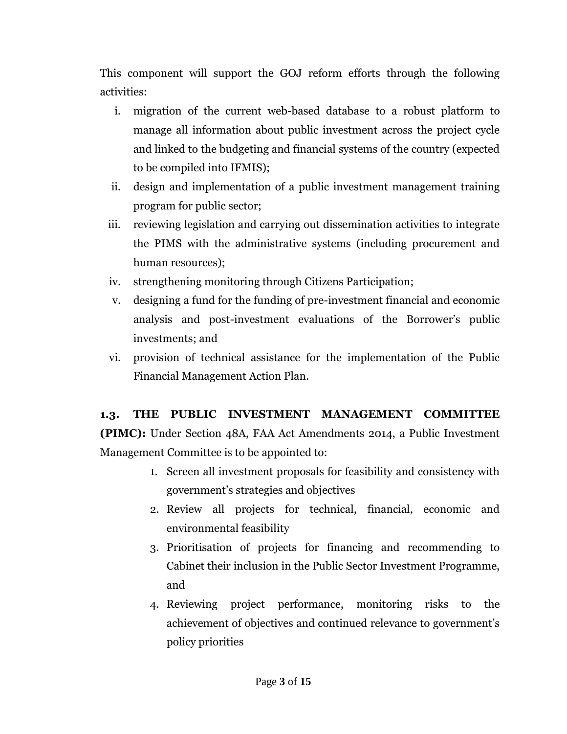This component will support the GOJ reform efforts through the following activities:

i. migration of the current web-based database to a robust platform to manage all information about public investment across the project cycle and linked to the budgeting and financial systems of the country (expected to be compiled into IFMIS);
ii. design and implementation of a public investment management training program for public sector;
iii. reviewing legislation and carrying out dissemination activities to integrate the PIMS with the administrative systems (including procurement and human resources);
iv. strengthening monitoring through Citizens Participation;
v. designing a fund for the funding of pre-investment financial and economic analysis and post-investment evaluations of the Borrower's public investments; and
vi. provision of technical assistance for the implementation of the Public Financial Management Action Plan.

**1.3. THE PUBLIC INVESTMENT MANAGEMENT COMMITTEE (PIMC):** Under Section 48A, FAA Act Amendments 2014, a Public Investment Management Committee is to be appointed to:

1. Screen all investment proposals for feasibility and consistency with government's strategies and objectives
2. Review all projects for technical, financial, economic and environmental feasibility
3. Prioritisation of projects for financing and recommending to Cabinet their inclusion in the Public Sector Investment Programme, and
4. Reviewing project performance, monitoring risks to the achievement of objectives and continued relevance to government's policy priorities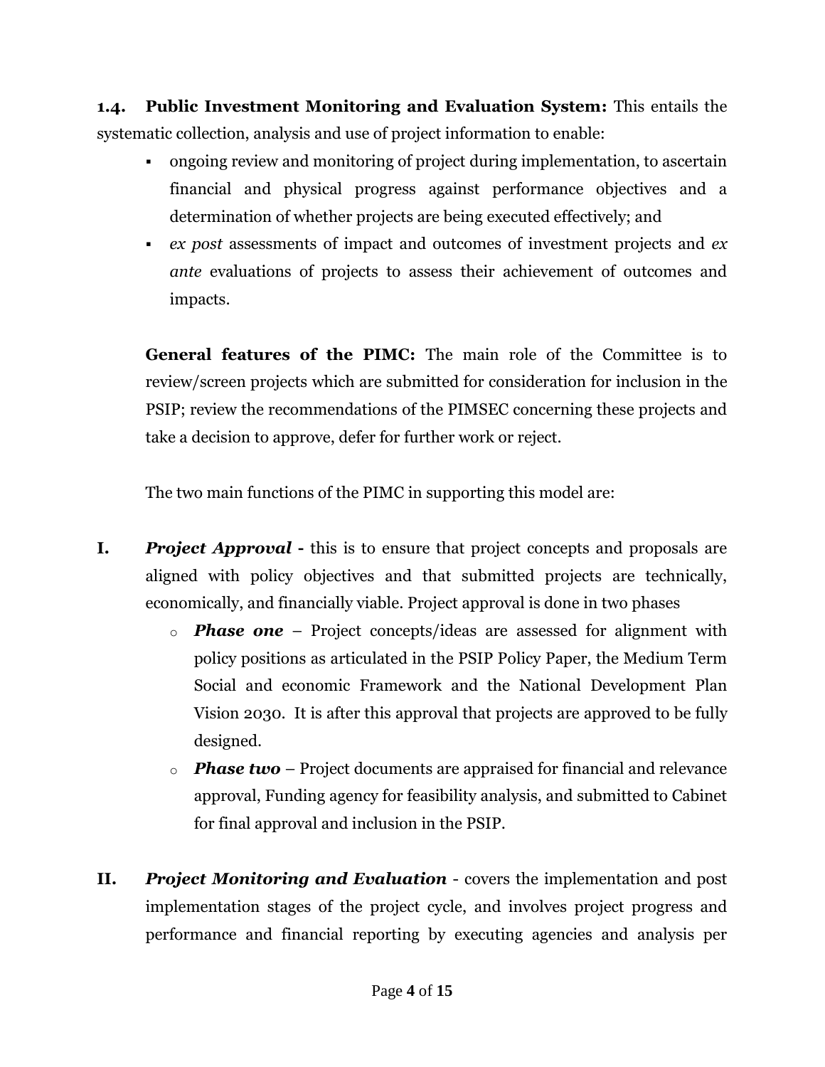**1.4. Public Investment Monitoring and Evaluation System:** This entails the systematic collection, analysis and use of project information to enable:

- ongoing review and monitoring of project during implementation, to ascertain financial and physical progress against performance objectives and a determination of whether projects are being executed effectively; and
- *ex post* assessments of impact and outcomes of investment projects and *ex ante* evaluations of projects to assess their achievement of outcomes and impacts.

**General features of the PIMC:** The main role of the Committee is to review/screen projects which are submitted for consideration for inclusion in the PSIP; review the recommendations of the PIMSEC concerning these projects and take a decision to approve, defer for further work or reject.

The two main functions of the PIMC in supporting this model are:

**I.** ***Project Approval* -** this is to ensure that project concepts and proposals are aligned with policy objectives and that submitted projects are technically, economically, and financially viable. Project approval is done in two phases

- ***Phase one*** – Project concepts/ideas are assessed for alignment with policy positions as articulated in the PSIP Policy Paper, the Medium Term Social and economic Framework and the National Development Plan Vision 2030. It is after this approval that projects are approved to be fully designed.
- ***Phase two*** – Project documents are appraised for financial and relevance approval, Funding agency for feasibility analysis, and submitted to Cabinet for final approval and inclusion in the PSIP.

**II.** ***Project Monitoring and Evaluation*** - covers the implementation and post implementation stages of the project cycle, and involves project progress and performance and financial reporting by executing agencies and analysis per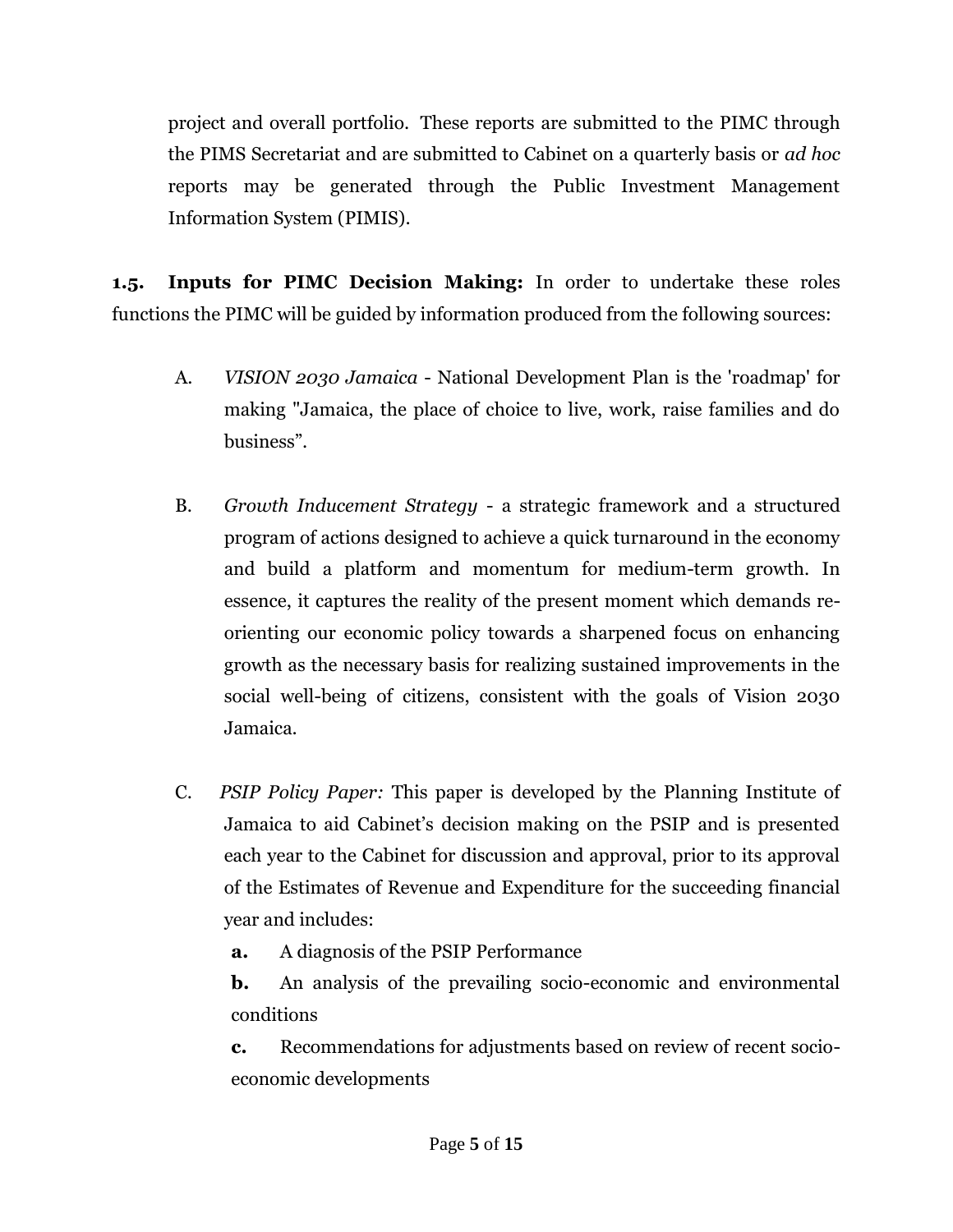project and overall portfolio. These reports are submitted to the PIMC through the PIMS Secretariat and are submitted to Cabinet on a quarterly basis or *ad hoc* reports may be generated through the Public Investment Management Information System (PIMIS).

**1.5. Inputs for PIMC Decision Making:** In order to undertake these roles functions the PIMC will be guided by information produced from the following sources:

A. *VISION 2030 Jamaica* - National Development Plan is the 'roadmap' for making "Jamaica, the place of choice to live, work, raise families and do business".

B. *Growth Inducement Strategy* - a strategic framework and a structured program of actions designed to achieve a quick turnaround in the economy and build a platform and momentum for medium-term growth. In essence, it captures the reality of the present moment which demands re-orienting our economic policy towards a sharpened focus on enhancing growth as the necessary basis for realizing sustained improvements in the social well-being of citizens, consistent with the goals of Vision 2030 Jamaica.

C. *PSIP Policy Paper:* This paper is developed by the Planning Institute of Jamaica to aid Cabinet's decision making on the PSIP and is presented each year to the Cabinet for discussion and approval, prior to its approval of the Estimates of Revenue and Expenditure for the succeeding financial year and includes:

   **a.** A diagnosis of the PSIP Performance

   **b.** An analysis of the prevailing socio-economic and environmental conditions

   **c.** Recommendations for adjustments based on review of recent socio-economic developments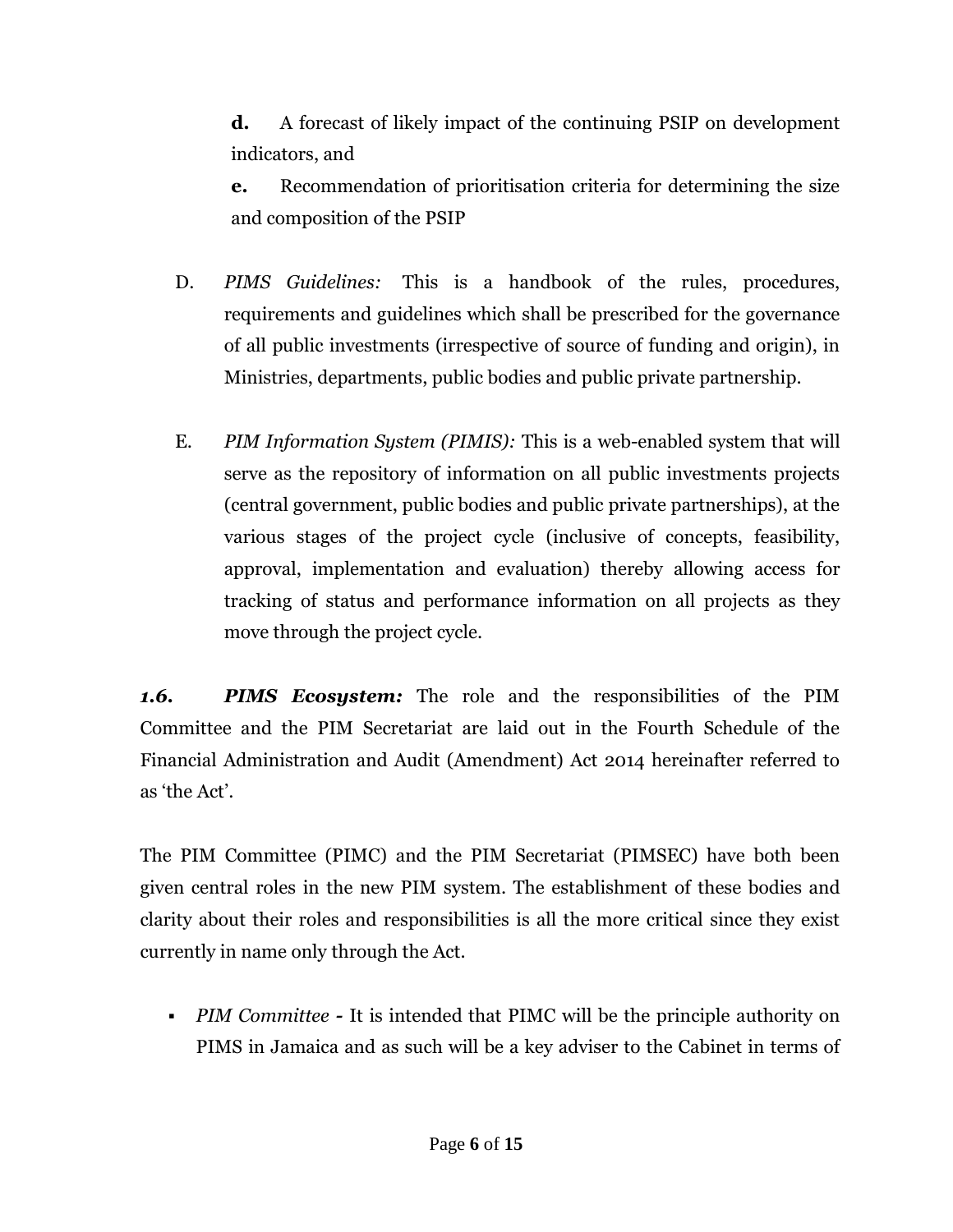**d.** A forecast of likely impact of the continuing PSIP on development indicators, and

**e.** Recommendation of prioritisation criteria for determining the size and composition of the PSIP

D. *PIMS Guidelines:* This is a handbook of the rules, procedures, requirements and guidelines which shall be prescribed for the governance of all public investments (irrespective of source of funding and origin), in Ministries, departments, public bodies and public private partnership.

E. *PIM Information System (PIMIS):* This is a web-enabled system that will serve as the repository of information on all public investments projects (central government, public bodies and public private partnerships), at the various stages of the project cycle (inclusive of concepts, feasibility, approval, implementation and evaluation) thereby allowing access for tracking of status and performance information on all projects as they move through the project cycle.

***1.6. PIMS Ecosystem:*** The role and the responsibilities of the PIM Committee and the PIM Secretariat are laid out in the Fourth Schedule of the Financial Administration and Audit (Amendment) Act 2014 hereinafter referred to as 'the Act'.

The PIM Committee (PIMC) and the PIM Secretariat (PIMSEC) have both been given central roles in the new PIM system. The establishment of these bodies and clarity about their roles and responsibilities is all the more critical since they exist currently in name only through the Act.

- *PIM Committee* **-** It is intended that PIMC will be the principle authority on PIMS in Jamaica and as such will be a key adviser to the Cabinet in terms of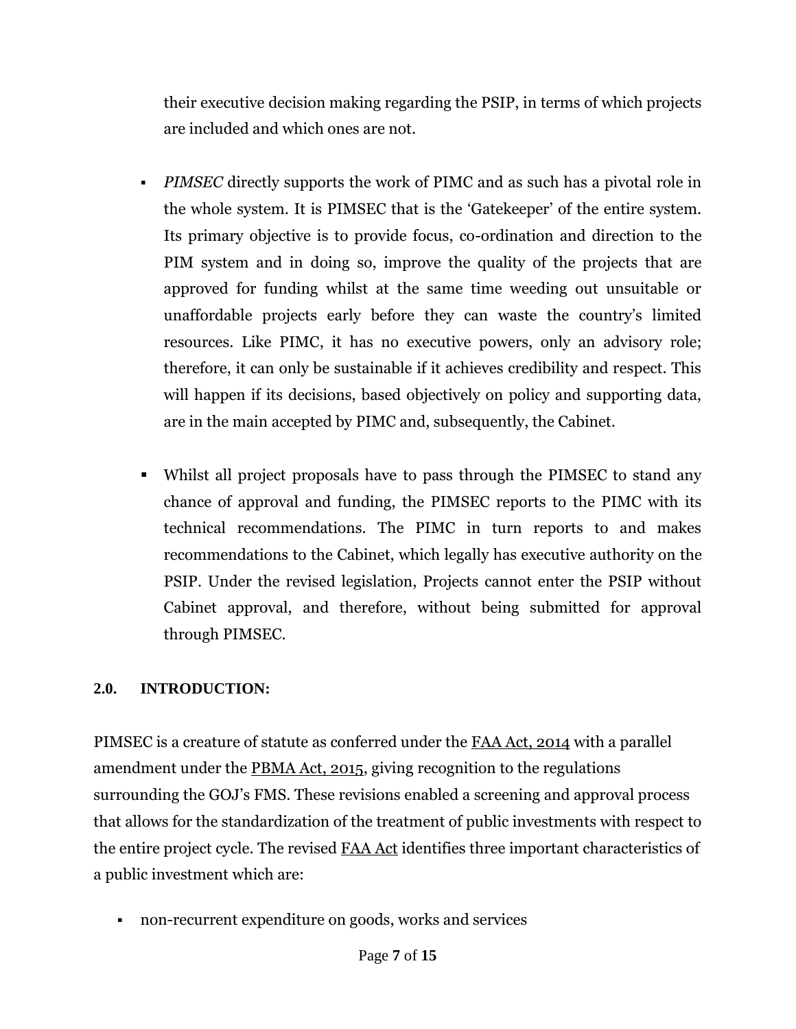their executive decision making regarding the PSIP, in terms of which projects are included and which ones are not.

- *PIMSEC* directly supports the work of PIMC and as such has a pivotal role in the whole system. It is PIMSEC that is the 'Gatekeeper' of the entire system. Its primary objective is to provide focus, co-ordination and direction to the PIM system and in doing so, improve the quality of the projects that are approved for funding whilst at the same time weeding out unsuitable or unaffordable projects early before they can waste the country's limited resources. Like PIMC, it has no executive powers, only an advisory role; therefore, it can only be sustainable if it achieves credibility and respect. This will happen if its decisions, based objectively on policy and supporting data, are in the main accepted by PIMC and, subsequently, the Cabinet.

- Whilst all project proposals have to pass through the PIMSEC to stand any chance of approval and funding, the PIMSEC reports to the PIMC with its technical recommendations. The PIMC in turn reports to and makes recommendations to the Cabinet, which legally has executive authority on the PSIP. Under the revised legislation, Projects cannot enter the PSIP without Cabinet approval, and therefore, without being submitted for approval through PIMSEC.

## 2.0. INTRODUCTION:

PIMSEC is a creature of statute as conferred under the FAA Act, 2014 with a parallel amendment under the PBMA Act, 2015, giving recognition to the regulations surrounding the GOJ's FMS. These revisions enabled a screening and approval process that allows for the standardization of the treatment of public investments with respect to the entire project cycle. The revised FAA Act identifies three important characteristics of a public investment which are:

- non-recurrent expenditure on goods, works and services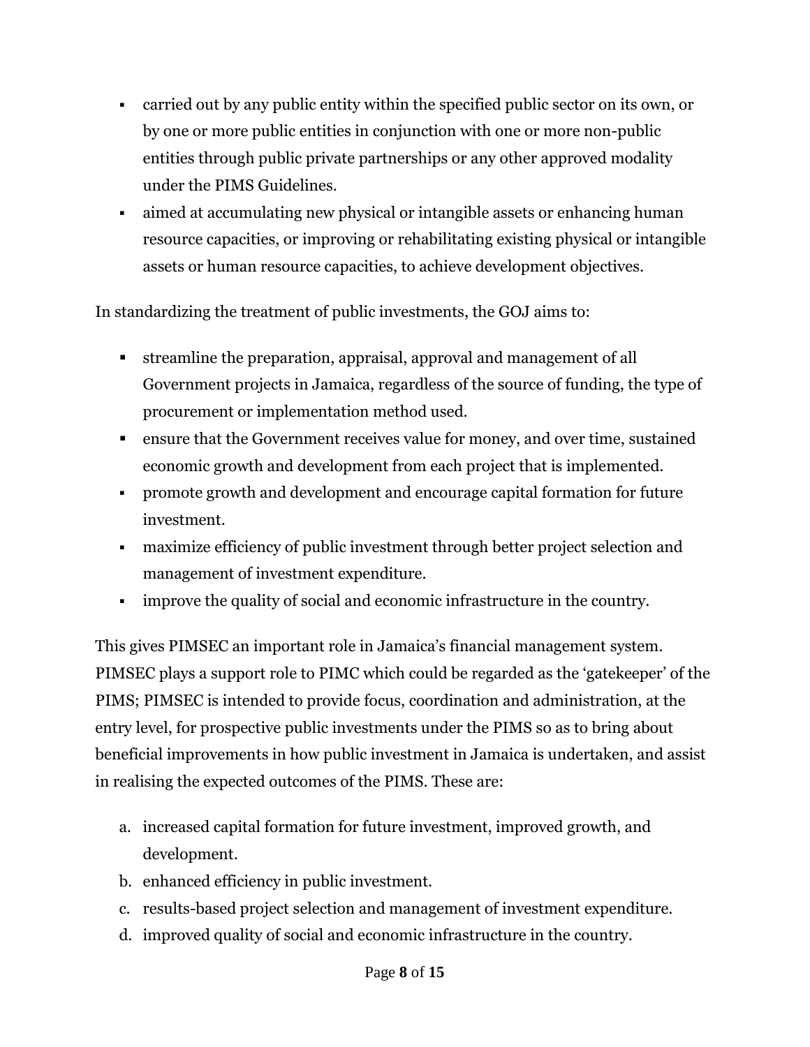- carried out by any public entity within the specified public sector on its own, or by one or more public entities in conjunction with one or more non-public entities through public private partnerships or any other approved modality under the PIMS Guidelines.
- aimed at accumulating new physical or intangible assets or enhancing human resource capacities, or improving or rehabilitating existing physical or intangible assets or human resource capacities, to achieve development objectives.

In standardizing the treatment of public investments, the GOJ aims to:

- streamline the preparation, appraisal, approval and management of all Government projects in Jamaica, regardless of the source of funding, the type of procurement or implementation method used.
- ensure that the Government receives value for money, and over time, sustained economic growth and development from each project that is implemented.
- promote growth and development and encourage capital formation for future investment.
- maximize efficiency of public investment through better project selection and management of investment expenditure.
- improve the quality of social and economic infrastructure in the country.

This gives PIMSEC an important role in Jamaica's financial management system. PIMSEC plays a support role to PIMC which could be regarded as the 'gatekeeper' of the PIMS; PIMSEC is intended to provide focus, coordination and administration, at the entry level, for prospective public investments under the PIMS so as to bring about beneficial improvements in how public investment in Jamaica is undertaken, and assist in realising the expected outcomes of the PIMS. These are:

a. increased capital formation for future investment, improved growth, and development.
b. enhanced efficiency in public investment.
c. results-based project selection and management of investment expenditure.
d. improved quality of social and economic infrastructure in the country.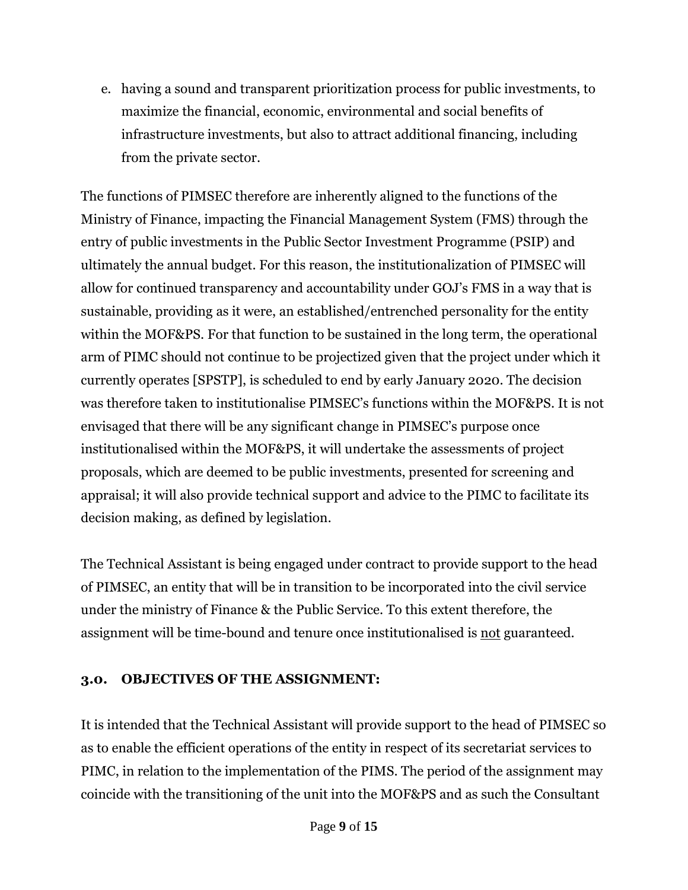e. having a sound and transparent prioritization process for public investments, to maximize the financial, economic, environmental and social benefits of infrastructure investments, but also to attract additional financing, including from the private sector.

The functions of PIMSEC therefore are inherently aligned to the functions of the Ministry of Finance, impacting the Financial Management System (FMS) through the entry of public investments in the Public Sector Investment Programme (PSIP) and ultimately the annual budget. For this reason, the institutionalization of PIMSEC will allow for continued transparency and accountability under GOJ's FMS in a way that is sustainable, providing as it were, an established/entrenched personality for the entity within the MOF&PS. For that function to be sustained in the long term, the operational arm of PIMC should not continue to be projectized given that the project under which it currently operates [SPSTP], is scheduled to end by early January 2020. The decision was therefore taken to institutionalise PIMSEC's functions within the MOF&PS. It is not envisaged that there will be any significant change in PIMSEC's purpose once institutionalised within the MOF&PS, it will undertake the assessments of project proposals, which are deemed to be public investments, presented for screening and appraisal; it will also provide technical support and advice to the PIMC to facilitate its decision making, as defined by legislation.

The Technical Assistant is being engaged under contract to provide support to the head of PIMSEC, an entity that will be in transition to be incorporated into the civil service under the ministry of Finance & the Public Service. To this extent therefore, the assignment will be time-bound and tenure once institutionalised is <u>not</u> guaranteed.

## 3.0. OBJECTIVES OF THE ASSIGNMENT:

It is intended that the Technical Assistant will provide support to the head of PIMSEC so as to enable the efficient operations of the entity in respect of its secretariat services to PIMC, in relation to the implementation of the PIMS. The period of the assignment may coincide with the transitioning of the unit into the MOF&PS and as such the Consultant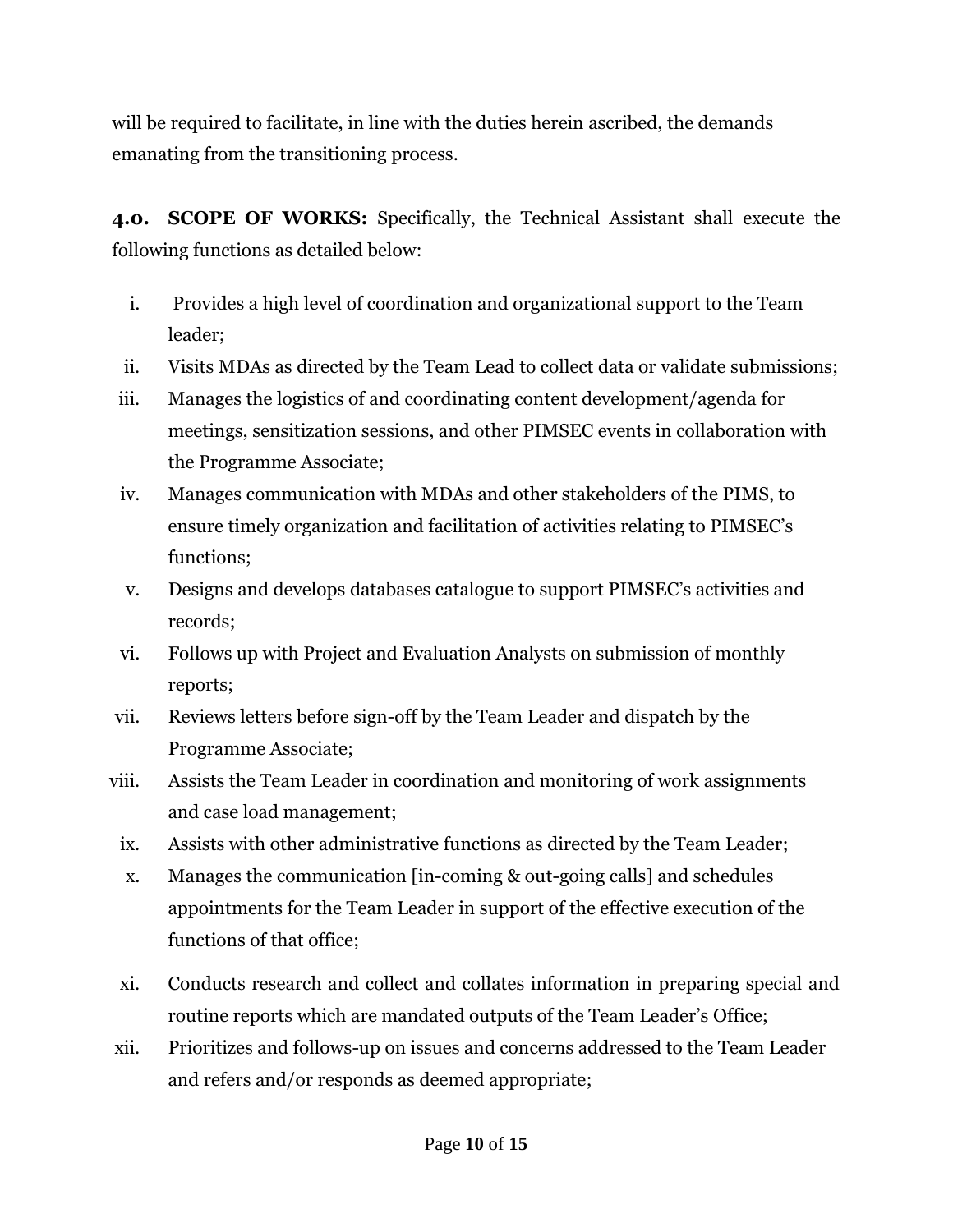will be required to facilitate, in line with the duties herein ascribed, the demands emanating from the transitioning process.

**4.0. SCOPE OF WORKS:** Specifically, the Technical Assistant shall execute the following functions as detailed below:

i. Provides a high level of coordination and organizational support to the Team leader;
ii. Visits MDAs as directed by the Team Lead to collect data or validate submissions;
iii. Manages the logistics of and coordinating content development/agenda for meetings, sensitization sessions, and other PIMSEC events in collaboration with the Programme Associate;
iv. Manages communication with MDAs and other stakeholders of the PIMS, to ensure timely organization and facilitation of activities relating to PIMSEC's functions;
v. Designs and develops databases catalogue to support PIMSEC's activities and records;
vi. Follows up with Project and Evaluation Analysts on submission of monthly reports;
vii. Reviews letters before sign-off by the Team Leader and dispatch by the Programme Associate;
viii. Assists the Team Leader in coordination and monitoring of work assignments and case load management;
ix. Assists with other administrative functions as directed by the Team Leader;
x. Manages the communication [in-coming & out-going calls] and schedules appointments for the Team Leader in support of the effective execution of the functions of that office;
xi. Conducts research and collect and collates information in preparing special and routine reports which are mandated outputs of the Team Leader's Office;
xii. Prioritizes and follows-up on issues and concerns addressed to the Team Leader and refers and/or responds as deemed appropriate;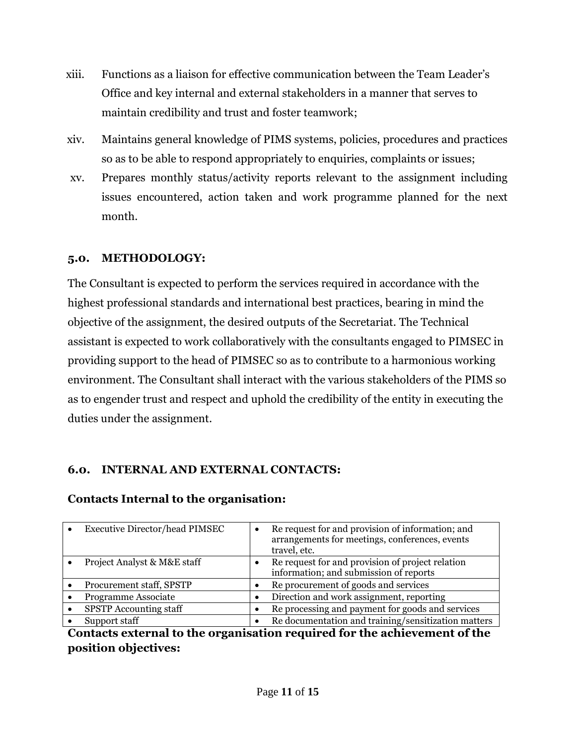xiii. Functions as a liaison for effective communication between the Team Leader's Office and key internal and external stakeholders in a manner that serves to maintain credibility and trust and foster teamwork;

xiv. Maintains general knowledge of PIMS systems, policies, procedures and practices so as to be able to respond appropriately to enquiries, complaints or issues;

xv. Prepares monthly status/activity reports relevant to the assignment including issues encountered, action taken and work programme planned for the next month.

## 5.0. METHODOLOGY:

The Consultant is expected to perform the services required in accordance with the highest professional standards and international best practices, bearing in mind the objective of the assignment, the desired outputs of the Secretariat. The Technical assistant is expected to work collaboratively with the consultants engaged to PIMSEC in providing support to the head of PIMSEC so as to contribute to a harmonious working environment. The Consultant shall interact with the various stakeholders of the PIMS so as to engender trust and respect and uphold the credibility of the entity in executing the duties under the assignment.

## 6.0. INTERNAL AND EXTERNAL CONTACTS:

### Contacts Internal to the organisation:

| Contact | Purpose |
| --- | --- |
| • Executive Director/head PIMSEC | • Re request for and provision of information; and arrangements for meetings, conferences, events travel, etc. |
| • Project Analyst & M&E staff | • Re request for and provision of project relation information; and submission of reports |
| • Procurement staff, SPSTP | • Re procurement of goods and services |
| • Programme Associate | • Direction and work assignment, reporting |
| • SPSTP Accounting staff | • Re processing and payment for goods and services |
| • Support staff | • Re documentation and training/sensitization matters |

### Contacts external to the organisation required for the achievement of the position objectives: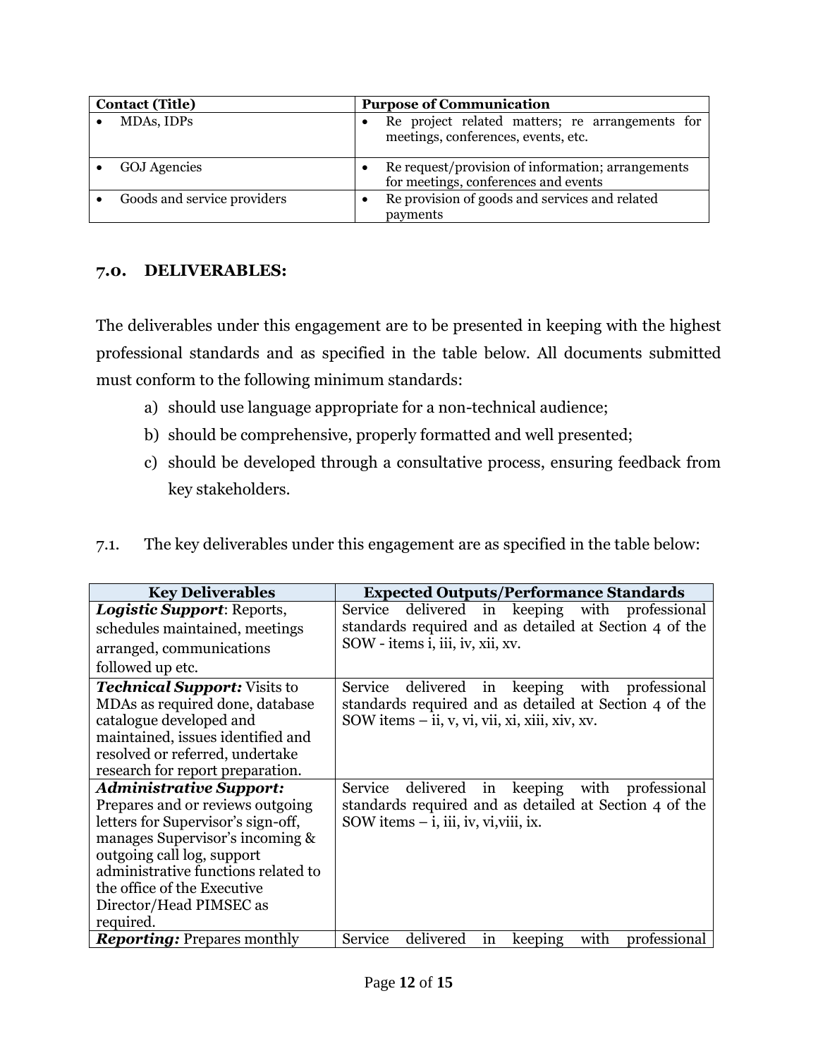| Contact (Title) | Purpose of Communication |
|---|---|
| • MDAs, IDPs | • Re project related matters; re arrangements for meetings, conferences, events, etc. |
| • GOJ Agencies | • Re request/provision of information; arrangements for meetings, conferences and events |
| • Goods and service providers | • Re provision of goods and services and related payments |

## 7.0. DELIVERABLES:

The deliverables under this engagement are to be presented in keeping with the highest professional standards and as specified in the table below. All documents submitted must conform to the following minimum standards:

a) should use language appropriate for a non-technical audience;
b) should be comprehensive, properly formatted and well presented;
c) should be developed through a consultative process, ensuring feedback from key stakeholders.

7.1. The key deliverables under this engagement are as specified in the table below:

| Key Deliverables | Expected Outputs/Performance Standards |
|---|---|
| ***Logistic Support***: Reports, schedules maintained, meetings arranged, communications followed up etc. | Service delivered in keeping with professional standards required and as detailed at Section 4 of the SOW - items i, iii, iv, xii, xv. |
| ***Technical Support:*** Visits to MDAs as required done, database catalogue developed and maintained, issues identified and resolved or referred, undertake research for report preparation. | Service delivered in keeping with professional standards required and as detailed at Section 4 of the SOW items – ii, v, vi, vii, xi, xiii, xiv, xv. |
| ***Administrative Support:*** Prepares and or reviews outgoing letters for Supervisor's sign-off, manages Supervisor's incoming & outgoing call log, support administrative functions related to the office of the Executive Director/Head PIMSEC as required. | Service delivered in keeping with professional standards required and as detailed at Section 4 of the SOW items – i, iii, iv, vi,viii, ix. |
| ***Reporting:*** Prepares monthly | Service delivered in keeping with professional |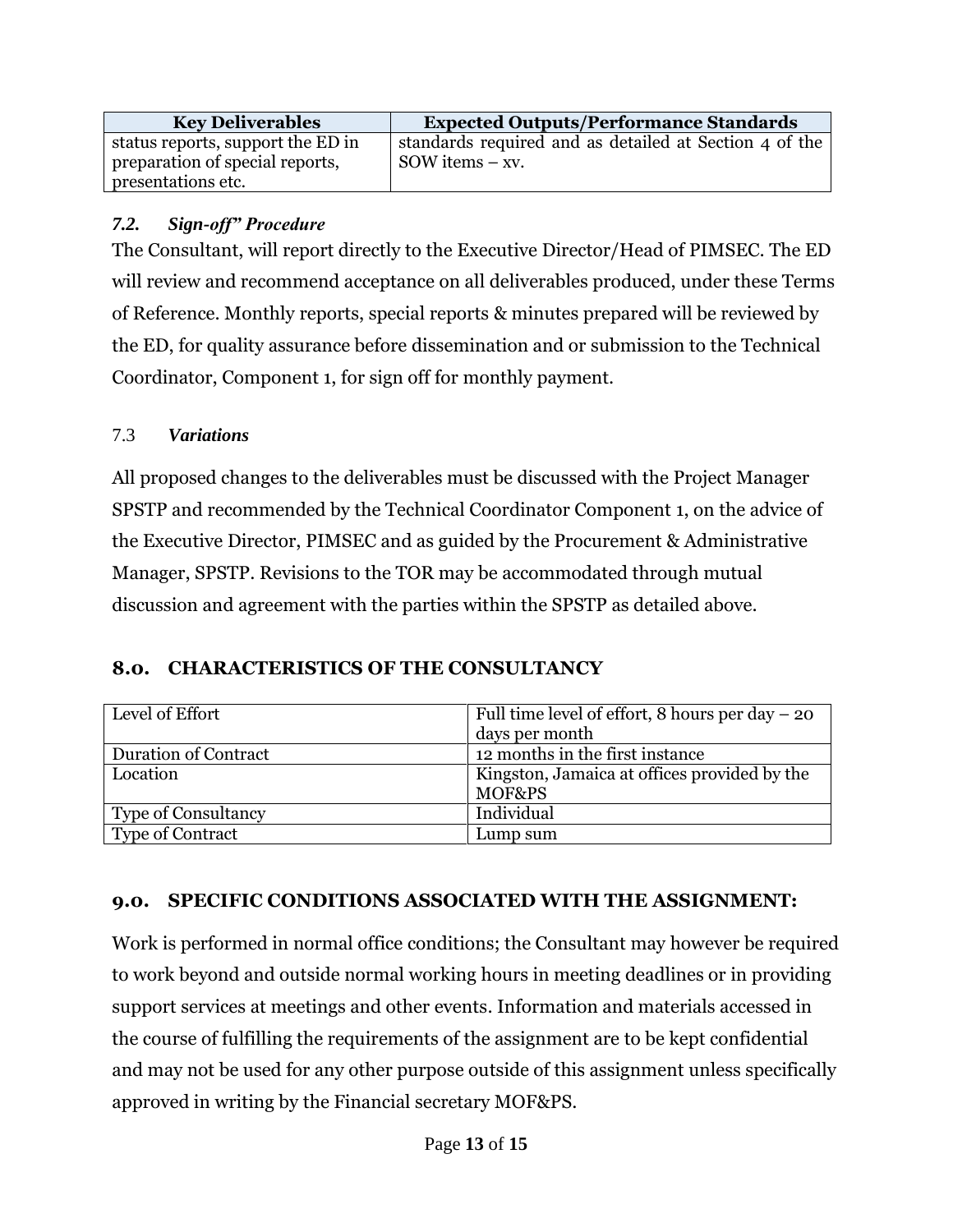| Key Deliverables | Expected Outputs/Performance Standards |
|---|---|
| status reports, support the ED in preparation of special reports, presentations etc. | standards required and as detailed at Section 4 of the SOW items – xv. |

### *7.2. Sign-off" Procedure*

The Consultant, will report directly to the Executive Director/Head of PIMSEC. The ED will review and recommend acceptance on all deliverables produced, under these Terms of Reference. Monthly reports, special reports & minutes prepared will be reviewed by the ED, for quality assurance before dissemination and or submission to the Technical Coordinator, Component 1, for sign off for monthly payment.

### 7.3 *Variations*

All proposed changes to the deliverables must be discussed with the Project Manager SPSTP and recommended by the Technical Coordinator Component 1, on the advice of the Executive Director, PIMSEC and as guided by the Procurement & Administrative Manager, SPSTP. Revisions to the TOR may be accommodated through mutual discussion and agreement with the parties within the SPSTP as detailed above.

## 8.0. CHARACTERISTICS OF THE CONSULTANCY

| | |
|---|---|
| Level of Effort | Full time level of effort, 8 hours per day – 20 days per month |
| Duration of Contract | 12 months in the first instance |
| Location | Kingston, Jamaica at offices provided by the MOF&PS |
| Type of Consultancy | Individual |
| Type of Contract | Lump sum |

## 9.0. SPECIFIC CONDITIONS ASSOCIATED WITH THE ASSIGNMENT:

Work is performed in normal office conditions; the Consultant may however be required to work beyond and outside normal working hours in meeting deadlines or in providing support services at meetings and other events. Information and materials accessed in the course of fulfilling the requirements of the assignment are to be kept confidential and may not be used for any other purpose outside of this assignment unless specifically approved in writing by the Financial secretary MOF&PS.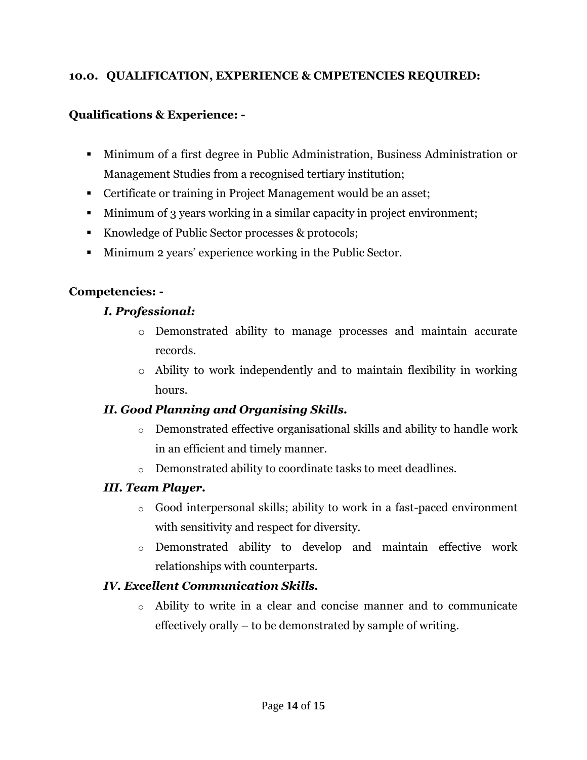## 10.0. QUALIFICATION, EXPERIENCE & CMPETENCIES REQUIRED:

**Qualifications & Experience: -**

- Minimum of a first degree in Public Administration, Business Administration or Management Studies from a recognised tertiary institution;
- Certificate or training in Project Management would be an asset;
- Minimum of 3 years working in a similar capacity in project environment;
- Knowledge of Public Sector processes & protocols;
- Minimum 2 years' experience working in the Public Sector.

**Competencies: -**

***I. Professional:***

- Demonstrated ability to manage processes and maintain accurate records.
- Ability to work independently and to maintain flexibility in working hours.

***II. Good Planning and Organising Skills.***

- Demonstrated effective organisational skills and ability to handle work in an efficient and timely manner.
- Demonstrated ability to coordinate tasks to meet deadlines.

***III. Team Player.***

- Good interpersonal skills; ability to work in a fast-paced environment with sensitivity and respect for diversity.
- Demonstrated ability to develop and maintain effective work relationships with counterparts.

***IV. Excellent Communication Skills.***

- Ability to write in a clear and concise manner and to communicate effectively orally – to be demonstrated by sample of writing.